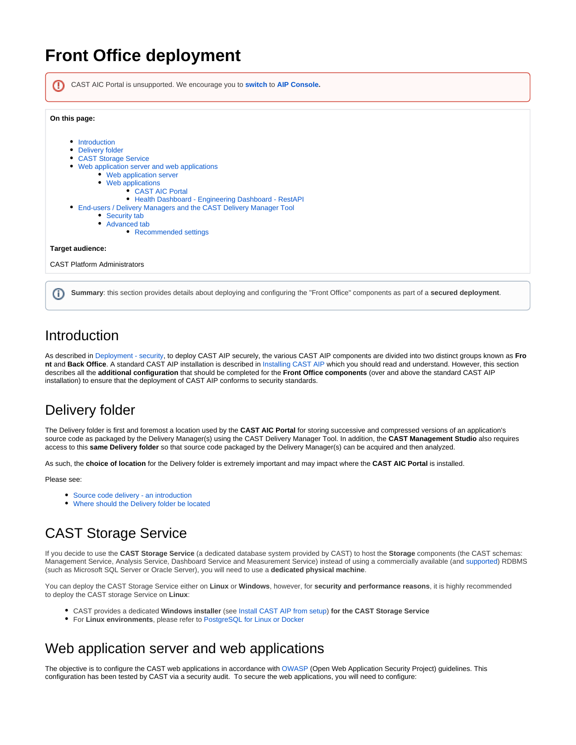# Front Office deployment

CAST AIC Portal is unsupported. We encourage you to **switch** to **AIP Console.**

**On this page:**

- Introduction
- Delivery folder
- CAST Storage Service
- Web application server and web applications
  - Web application server
  - Web applications
    - CAST AIC Portal
    - Health Dashboard - Engineering Dashboard - RestAPI
- End-users / Delivery Managers and the CAST Delivery Manager Tool
  - Security tab
  - Advanced tab
    - Recommended settings

**Target audience:**

CAST Platform Administrators

**Summary**: this section provides details about deploying and configuring the "Front Office" components as part of a **secured deployment**.

## Introduction

As described in Deployment - security, to deploy CAST AIP securely, the various CAST AIP components are divided into two distinct groups known as **Front** and **Back Office**. A standard CAST AIP installation is described in Installing CAST AIP which you should read and understand. However, this section describes all the **additional configuration** that should be completed for the **Front Office components** (over and above the standard CAST AIP installation) to ensure that the deployment of CAST AIP conforms to security standards.

## Delivery folder

The Delivery folder is first and foremost a location used by the **CAST AIC Portal** for storing successive and compressed versions of an application's source code as packaged by the Delivery Manager(s) using the CAST Delivery Manager Tool. In addition, the **CAST Management Studio** also requires access to this **same Delivery folder** so that source code packaged by the Delivery Manager(s) can be acquired and then analyzed.

As such, the **choice of location** for the Delivery folder is extremely important and may impact where the **CAST AIC Portal** is installed.

Please see:

- Source code delivery - an introduction
- Where should the Delivery folder be located

## CAST Storage Service

If you decide to use the **CAST Storage Service** (a dedicated database system provided by CAST) to host the **Storage** components (the CAST schemas: Management Service, Analysis Service, Dashboard Service and Measurement Service) instead of using a commercially available (and supported) RDBMS (such as Microsoft SQL Server or Oracle Server), you will need to use a **dedicated physical machine**.

You can deploy the CAST Storage Service either on **Linux** or **Windows**, however, for **security and performance reasons**, it is highly recommended to deploy the CAST storage Service on **Linux**:

- CAST provides a dedicated **Windows installer** (see Install CAST AIP from setup) **for the CAST Storage Service**
- For **Linux environments**, please refer to PostgreSQL for Linux or Docker

## Web application server and web applications

The objective is to configure the CAST web applications in accordance with OWASP (Open Web Application Security Project) guidelines. This configuration has been tested by CAST via a security audit. To secure the web applications, you will need to configure: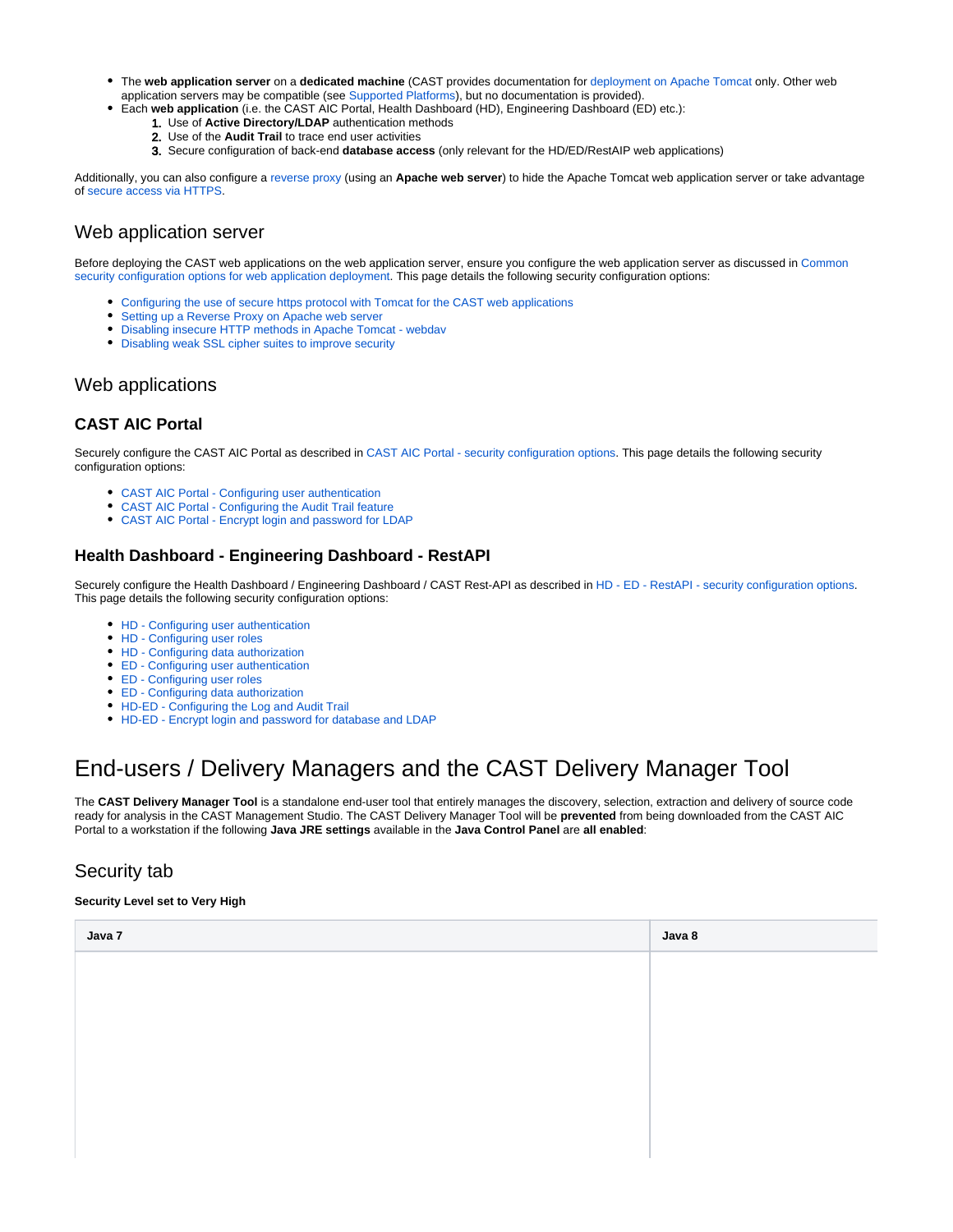- The **web application server** on a **dedicated machine** (CAST provides documentation for deployment on Apache Tomcat only. Other web application servers may be compatible (see Supported Platforms), but no documentation is provided).
- Each **web application** (i.e. the CAST AIC Portal, Health Dashboard (HD), Engineering Dashboard (ED) etc.):
  1. Use of **Active Directory/LDAP** authentication methods
  2. Use of the **Audit Trail** to trace end user activities
  3. Secure configuration of back-end **database access** (only relevant for the HD/ED/RestAIP web applications)

Additionally, you can also configure a reverse proxy (using an **Apache web server**) to hide the Apache Tomcat web application server or take advantage of secure access via HTTPS.

## Web application server

Before deploying the CAST web applications on the web application server, ensure you configure the web application server as discussed in Common security configuration options for web application deployment. This page details the following security configuration options:

- Configuring the use of secure https protocol with Tomcat for the CAST web applications
- Setting up a Reverse Proxy on Apache web server
- Disabling insecure HTTP methods in Apache Tomcat - webdav
- Disabling weak SSL cipher suites to improve security

## Web applications

### CAST AIC Portal

Securely configure the CAST AIC Portal as described in CAST AIC Portal - security configuration options. This page details the following security configuration options:

- CAST AIC Portal - Configuring user authentication
- CAST AIC Portal - Configuring the Audit Trail feature
- CAST AIC Portal - Encrypt login and password for LDAP

### Health Dashboard - Engineering Dashboard - RestAPI

Securely configure the Health Dashboard / Engineering Dashboard / CAST Rest-API as described in HD - ED - RestAPI - security configuration options. This page details the following security configuration options:

- HD - Configuring user authentication
- HD - Configuring user roles
- HD - Configuring data authorization
- ED - Configuring user authentication
- ED - Configuring user roles
- ED - Configuring data authorization
- HD-ED - Configuring the Log and Audit Trail
- HD-ED - Encrypt login and password for database and LDAP

# End-users / Delivery Managers and the CAST Delivery Manager Tool

The **CAST Delivery Manager Tool** is a standalone end-user tool that entirely manages the discovery, selection, extraction and delivery of source code ready for analysis in the CAST Management Studio. The CAST Delivery Manager Tool will be **prevented** from being downloaded from the CAST AIC Portal to a workstation if the following **Java JRE settings** available in the **Java Control Panel** are **all enabled**:

## Security tab

**Security Level set to Very High**

| Java 7 | Java 8 |
|---|---|
| | |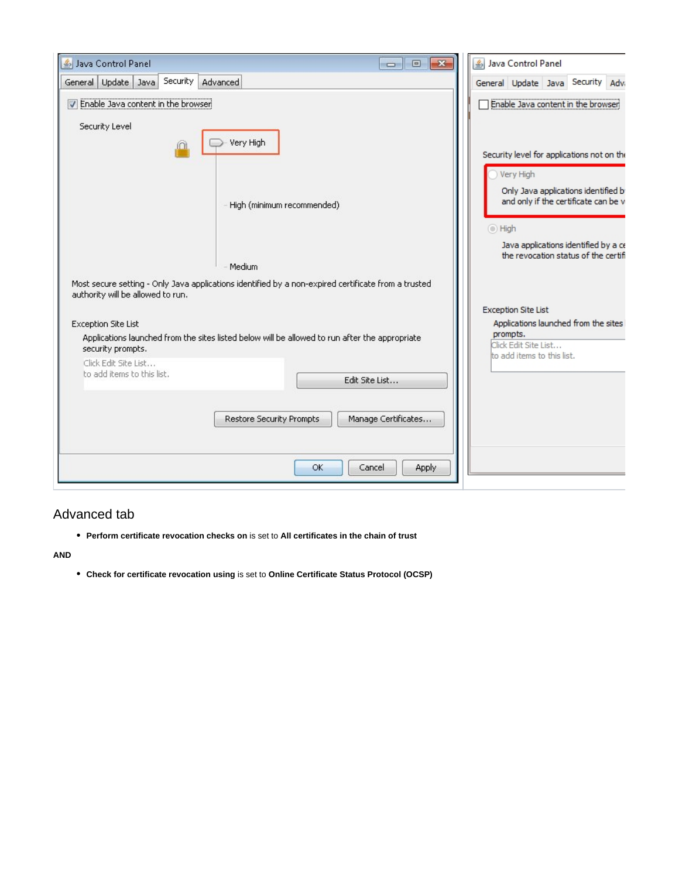Java Control Panel

General | Update | Java | Security | Advanced

Enable Java content in the browser

Security Level

Very High

High (minimum recommended)

Medium

Most secure setting - Only Java applications identified by a non-expired certificate from a trusted authority will be allowed to run.

Exception Site List

Applications launched from the sites listed below will be allowed to run after the appropriate security prompts.

Click Edit Site List...
to add items to this list.

Edit Site List...

Restore Security Prompts | Manage Certificates...

OK | Cancel | Apply

Java Control Panel

General | Update | Java | Security | Adv

Enable Java content in the browser

Security level for applications not on the

Very High

Only Java applications identified b
and only if the certificate can be v

High

Java applications identified by a c
the revocation status of the certifi

Exception Site List

Applications launched from the sites
prompts.

Click Edit Site List...
to add items to this list.

## Advanced tab

- **Perform certificate revocation checks on** is set to **All certificates in the chain of trust**

**AND**

- **Check for certificate revocation using** is set to **Online Certificate Status Protocol (OCSP)**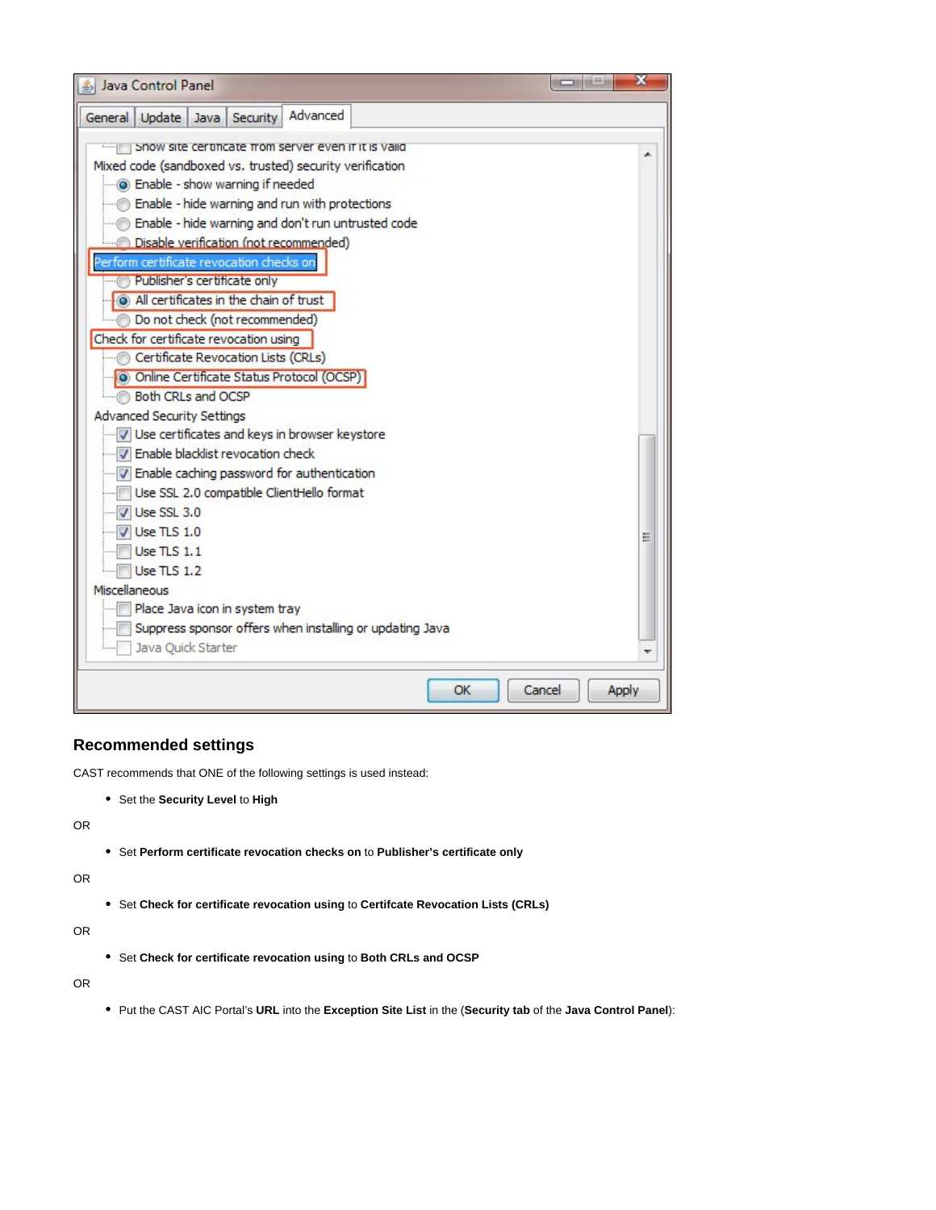## Recommended settings

CAST recommends that ONE of the following settings is used instead:

- Set the **Security Level** to **High**

OR

- Set **Perform certificate revocation checks on** to **Publisher's certificate only**

OR

- Set **Check for certificate revocation using** to **Certifcate Revocation Lists (CRLs)**

OR

- Set **Check for certificate revocation using** to **Both CRLs and OCSP**

OR

- Put the CAST AIC Portal's **URL** into the **Exception Site List** in the (**Security tab** of the **Java Control Panel**):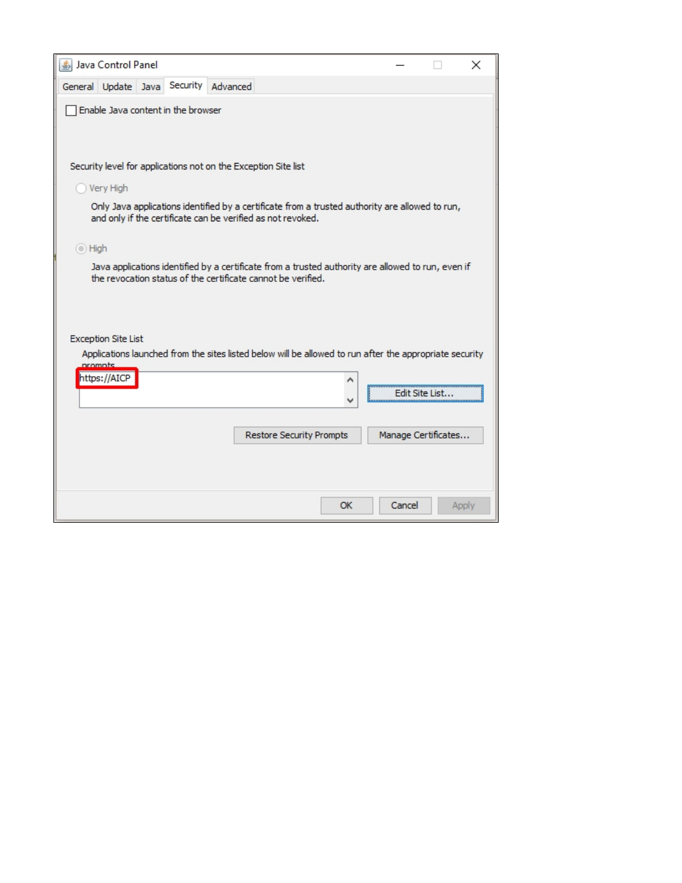Java Control Panel

General | Update | Java | Security | Advanced

☐ Enable Java content in the browser

Security level for applications not on the Exception Site list

○ Very High

Only Java applications identified by a certificate from a trusted authority are allowed to run, and only if the certificate can be verified as not revoked.

◉ High

Java applications identified by a certificate from a trusted authority are allowed to run, even if the revocation status of the certificate cannot be verified.

Exception Site List

Applications launched from the sites listed below will be allowed to run after the appropriate security prompts.

https://AICP

Edit Site List...

Restore Security Prompts

Manage Certificates...

OK | Cancel | Apply